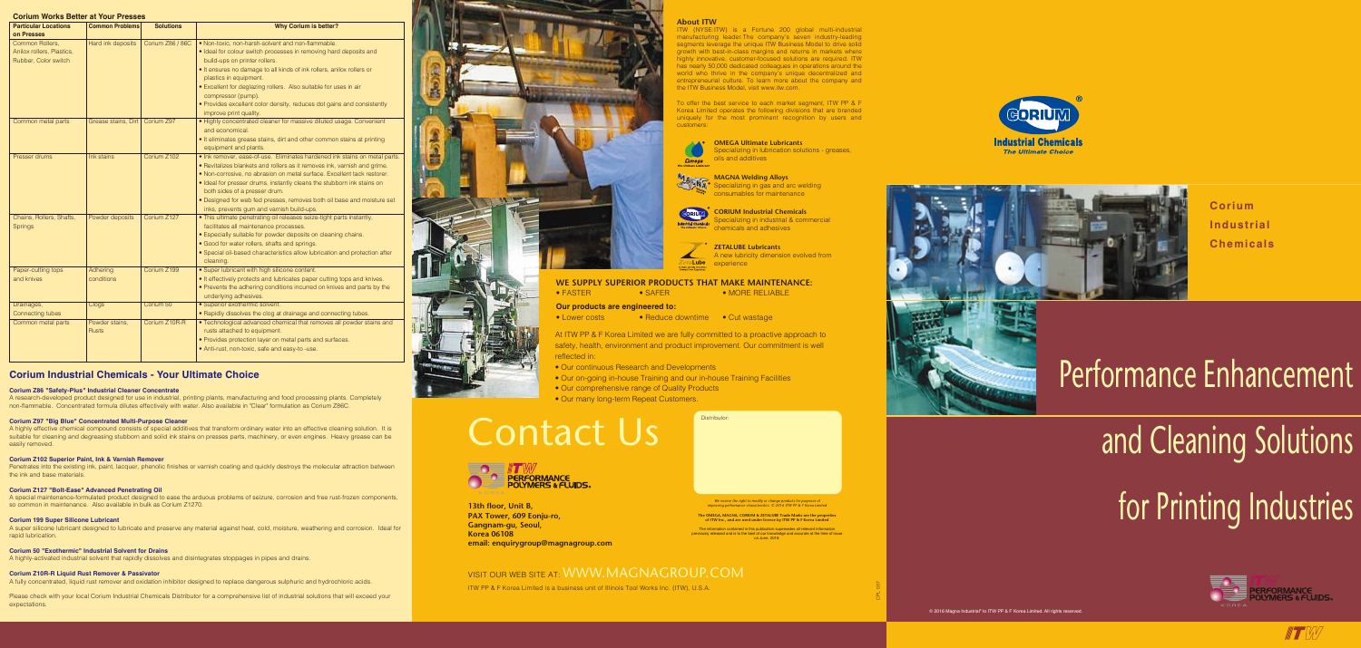## Corium Works Better at Your Presses

| Particular Locations on Presses | Common Problems | Solutions | Why Corium is better? |
|---|---|---|---|
| Common Rollers, Anilox rollers, Plastics, Rubber, Color switch | Hard ink deposits | Corium Z86 / 86C | • Non-toxic, non-harsh-solvent and non-flammable.<br>• Ideal for colour switch processes in removing hard deposits and build-ups on printer rollers.<br>• It ensures no damage to all kinds of ink rollers, anilox rollers or plastics in equipment.<br>• Excellent for deglazing rollers. Also suitable for uses in air compressor (pump).<br>• Provides excellent color density, reduces dot gains and consistently improve print quality. |
| Common metal parts | Grease stains, Dirt | Corium Z97 | • Highly concentrated cleaner for massive diluted usage. Convenient and economical.<br>• It eliminates grease stains, dirt and other common stains at printing equipment and plants. |
| Presser drums | Ink stains | Corium Z102 | • Ink remover, ease-of-use. Eliminates hardened ink stains on metal parts.<br>• Revitalizes blankets and rollers as it removes ink, varnish and grime.<br>• Non-corrosive, no abrasion on metal surface. Excellent tack restorer.<br>• Ideal for presser drums, instantly cleans the stubborn ink stains on both sides of a presser drum.<br>• Designed for web fed presses, removes both oil base and moisture set inks, prevents gum and varnish build-ups. |
| Chains, Rollers, Shafts, Springs | Powder deposits | Corium Z127 | • This ultimate penetrating oil releases seize-tight parts instantly, facilitates all maintenance processes.<br>• Especially suitable for powder deposits on cleaning chains.<br>• Good for water rollers, shafts and springs.<br>• Special oil-based characteristics allow lubrication and protection after cleaning. |
| Paper-cutting tops and knives | Adhering conditions | Corium Z199 | • Super lubricant with high silicone content.<br>• It effectively protects and lubricates paper cutting tops and knives.<br>• Prevents the adhering conditions incurred on knives and parts by the underlying adhesives. |
| Drainages, Connecting tubes | Clogs | Corium 50 | • Superior exothermic solvent.<br>• Rapidly dissolves the clog at drainage and connecting tubes. |
| Common metal parts | Powder stains, Rusts | Corium Z10R-R | • Technological advanced chemical that removes all powder stains and rusts attached to equipment.<br>• Provides protection layer on metal parts and surfaces.<br>• Anti-rust, non-toxic, safe and easy-to -use. |

## Corium Industrial Chemicals - Your Ultimate Choice

**Corium Z86 "Safety-Plus" Industrial Cleaner Concentrate**

A research-developed product designed for use in industrial, printing plants, manufacturing and food processing plants. Completely non-flammable. Concentrated formula dilutes effectively with water. Also available in "Clear" formulation as Corium Z86C.

**Corium Z97 "Big Blue" Concentrated Multi-Purpose Cleaner**

A highly effective chemical compound consists of special additives that transform ordinary water into an effective cleaning solution. It is suitable for cleaning and degreasing stubborn and solid ink stains on presses parts, machinery, or even engines. Heavy grease can be easily removed.

**Corium Z102 Superior Paint, Ink & Varnish Remover**

Penetrates into the existing ink, paint, lacquer, phenolic finishes or varnish coating and quickly destroys the molecular attraction between the ink and base materials.

**Corium Z127 "Bolt-Ease" Advanced Penetrating Oil**

A special maintenance-formulated product designed to ease the arduous problems of seizure, corrosion and free rust-frozen components, so common in maintenance. Also available in bulk as Corium Z1270.

**Corium 199 Super Silicone Lubricant**

A super silicone lubricant designed to lubricate and preserve any material against heat, cold, moisture, weathering and corrosion. Ideal for rapid lubrication.

**Corium 50 "Exothermic" Industrial Solvent for Drains**

A highly-activated industrial solvent that rapidly dissolves and disintegrates stoppages in pipes and drains.

**Corium Z10R-R Liquid Rust Remover & Passivator**

A fully concentrated, liquid rust remover and oxidation inhibitor designed to replace dangerous sulphuric and hydrochloric acids.

Please check with your local Corium Industrial Chemicals Distributor for a comprehensive list of industrial solutions that will exceed your expectations.

### About ITW

ITW (NYSE:ITW) is a Fortune 200 global multi-industrial manufacturing leader.The company's seven industry-leading segments leverage the unique ITW Business Model to drive solid growth with best-in-class margins and returns in markets where highly innovative, customer-focused solutions are required. ITW has nearly 50,000 dedicated colleagues in operations around the world who thrive in the company's unique decentralized and entrepreneurial culture. To learn more about the company and the ITW Business Model, visit www.itw.com.

To offer the best service to each market segment, ITW PP & F Korea Limited operates the following divisions that are branded uniquely for the most prominent recognition by users and customers:

**OMEGA Ultimate Lubricants**
Specializing in lubrication solutions - greases, oils and additives

**MAGNA Welding Alloys**
Specializing in gas and arc welding consumables for maintenance

**CORIUM Industrial Chemicals**
Specializing in industrial & commercial chemicals and adhesives

**ZETALUBE Lubricants**
A new lubricity dimension evolved from experience

### WE SUPPLY SUPERIOR PRODUCTS THAT MAKE MAINTENANCE:

• FASTER • SAFER • MORE RELIABLE

**Our products are engineered to:**

• Lower costs • Reduce downtime • Cut wastage

At ITW PP & F Korea Limited we are fully committed to a proactive approach to safety, health, environment and product improvement. Our commitment is well reflected in:

- Our continuous Research and Developments
- Our on-going in-house Training and our in-house Training Facilities
- Our comprehensive range of Quality Products
- Our many long-term Repeat Customers.

# Contact Us

ITW PERFORMANCE POLYMERS & FLUIDS

**13th floor, Unit B,**
**PAX Tower, 609 Eonju-ro,**
**Gangnam-gu, Seoul,**
**Korea 06108**
**email: enquirygroup@magnagroup.com**

Distributor:

*We reserve the right to modify or change products for purposes of improving performance characteristics. © 2016 ITW PP & F Korea Limited*

**The OMEGA, MAGNA, CORIUM & ZETALUBE Trade Marks are the properties of ITW Inc., and are used under licence by ITW PP & F Korea Limited**

The information contained in this publication supersedes all relevant information previously released and is to the best of our knowledge and accurate at the time of issue i.e.June, 2016.

VISIT OUR WEB SITE AT: WWW.MAGNAGROUP.COM

ITW PP & F Korea Limited is a business unit of Illinois Tool Works Inc. (ITW), U.S.A.

CORIUM® Industrial Chemicals *The Ultimate Choice*

**Corium Industrial Chemicals**

# Performance Enhancement and Cleaning Solutions for Printing Industries

© 2016 Magna Industrial® to ITW PP & F Korea Limited. All rights reserved.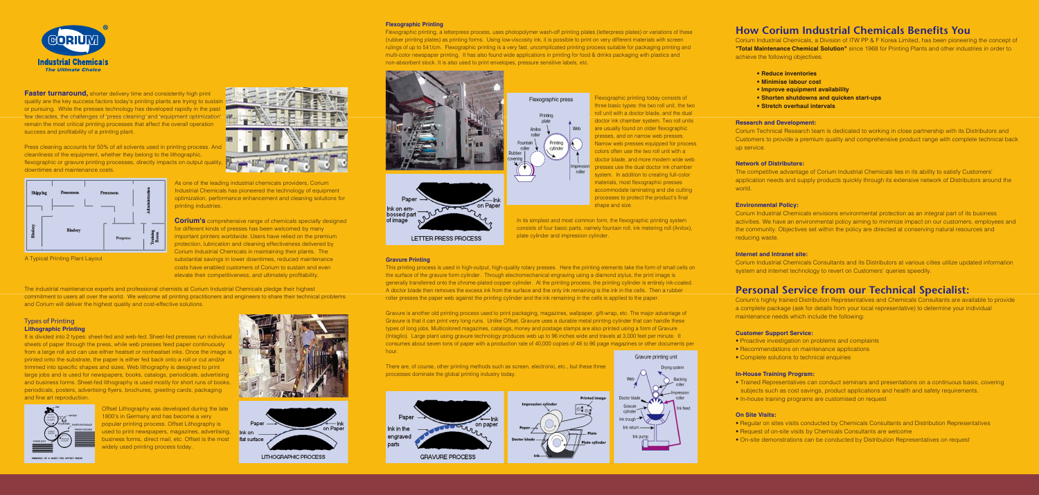**Faster turnaround,** shorter delivery time and consistently high print quality are the key success factors today's printing plants are trying to sustain or pursuing. While the presses technology has developed rapidly in the past few decades, the challenges of 'press cleaning' and 'equipment optimization' remain the most critical printing processes that affect the overall operation success and profitability of a printing plant.

Press cleaning accounts for 50% of all solvents used in printing process. And cleanliness of the equipment, whether they belong to the lithographic, flexographic or gravure printing processes, directly impacts on output quality, downtimes and maintenance costs.

Shipping
Pressroom
Pressroom
Administration
Bindery
Bindery
Prepress
Training Room

A Typical Printing Plant Layout

As one of the leading industrial chemicals providers, Corium Industrial Chemicals has pioneered the technology of equipment optimization, performance enhancement and cleaning solutions for printing industries.

**Corium's** comprehensive range of chemicals specially designed for different kinds of presses has been welcomed by many important printers worldwide. Users have relied on the premium protection, lubrication and cleaning effectiveness delivered by Corium Industrial Chemicals in maintaining their plants. The substantial savings in lower downtimes, reduced maintenance costs have enabled customers of Corium to sustain and even elevate their competitiveness, and ultimately profitability.

The industrial maintenance experts and professional chemists at Corium Industrial Chemicals pledge their highest commitment to users all over the world. We welcome all printing practitioners and engineers to share their technical problems and Corium will deliver the highest quality and cost-effective solutions.

## Types of Printing

### Lithographic Printing

It is divided into 2 types: sheet-fed and web-fed. Sheet-fed presses run individual sheets of paper through the press, while web presses feed paper continuously from a large roll and can use either heatset or nonheatset inks. Once the image is printed onto the substrate, the paper is either fed back onto a roll or cut and/or trimmed into specific shapes and sizes. Web lithography is designed to print large jobs and is used for newspapers, books, catalogs, periodicals, advertising and business forms. Sheet-fed lithography is used mostly for short runs of books, periodicals, posters, advertising flyers, brochures, greeting cards, packaging and fine art reproduction.

Offset Lithography was developed during the late 1800's in Germany and has become a very popular printing process. Offset Lithography is used to print newspapers, magazines, advertising, business forms, direct mail, etc. Offset is the most widely used printing process today.

Paper
Ink on Paper
Ink on flat surface
LITHOGRAPHIC PROCESS

### Flexographic Printing

Flexographic printing, a letterpress process, uses photopolymer wash-off printing plates (letterpress plates) or variations of these (rubber printing plates) as printing forms. Using low-viscosity ink, it is possible to print on very different materials with screen rulings of up to 54 l/cm. Flexographic printing is a very fast, uncomplicated printing process suitable for packaging printing and multi-color newspaper printing. It has also found wide applications in printing for food & drinks packaging with plastics and non-absorbent stock. It is also used to print envelopes, pressure sensitive labels, etc.

Flexographic press
Printing plate
Anilox roller
Web
Fountain roller
Printing cylinder
Rubber covering
Impression roller

Flexographic printing today consists of three basic types: the two roll unit, the two roll unit with a doctor blade, and the dual doctor ink chamber system. Two roll units are usually found on older flexographic presses, and on narrow web presses. Narrow web presses equipped for process colors often use the two roll unit with a doctor blade, and more modern wide web presses use the dual doctor ink chamber system. In addition to creating full-color materials, most flexographic presses accommodate laminating and die cutting processes to protect the product's final shape and size.

Paper
Ink on Paper
Ink on embossed part of image
LETTER PRESS PROCESS

In its simplest and most common form, the flexographic printing system consists of four basic parts, namely fountain roll, ink metering roll (Anilox), plate cylinder and impression cylinder.

### Gravure Printing

This printing process is used in high-output, high-quality rotary presses. Here the printing elements take the form of small cells on the surface of the gravure form cylinder. Through electromechanical engraving using a diamond stylus, the print image is generally transferred onto the chrome-plated copper cylinder. At the printing process, the printing cylinder is entirely ink-coated. A doctor blade then removes the excess ink from the surface and the only ink remaining is the ink in the cells. Then a rubber roller presses the paper web against the printing cylinder and the ink remaining in the cells is applied to the paper.

Gravure is another old printing process used to print packaging, magazines, wallpaper, gift-wrap, etc. The major advantage of Gravure is that it can print very long runs. Unlike Offset, Gravure uses a durable metal printing cylinder that can handle these types of long jobs. Multicolored magazines, catalogs, money and postage stamps are also printed using a form of Gravure (Intaglio). Large plant using gravure technology produces web up to 96 inches wide and travels at 3,000 feet per minute. It consumes about seven tons of paper with a production rate of 40,000 copies of 48 to 96 page magazines or other documents per hour.

There are, of course, other printing methods such as screen, electronic, etc., but these three processes dominate the global printing industry today.

Paper
Ink on paper
Ink in the engraved parts
GRAVURE PROCESS

Impression cylinder
Printed image
Paper
Doctor blade
Plate
Plate cylinder
Ink

Gravure printing unit
Drying system
Web
Backing roller
Impression roller
Doctor blade
Gravure cylinder
Ink feed
Ink trough
Ink return
Ink pump

## How Corium Industrial Chemicals Benefits You

Corium Industrial Chemicals, a Division of ITW PP & F Korea Limited, has been pioneering the concept of **"Total Maintenance Chemical Solution"** since 1968 for Printing Plants and other industries in order to achieve the following objectives:

- **Reduce inventories**
- **Minimise labour cost**
- **Improve equipment availability**
- **Shorten shutdowns and quicken start-ups**
- **Stretch overhaul intervals**

### Research and Development:

Corium Technical Research team is dedicated to working in close partnership with its Distributors and Customers to provide a premium quality and comprehensive product range with complete technical back up service.

### Network of Distributors:

The competitive advantage of Corium Industrial Chemicals lies in its ability to satisfy Customers' application needs and supply products quickly through its extensive network of Distributors around the world.

### Environmental Policy:

Corium Industrial Chemicals envisions environmental protection as an integral part of its business activities. We have an environmental policy aiming to minimize impact on our customers, employees and the community. Objectives set within the policy are directed at conserving natural resources and reducing waste.

### Internet and Intranet site:

Corium Industrial Chemicals Consultants and its Distributors at various cities utilize updated information system and internet technology to revert on Customers' queries speedily.

## Personal Service from our Technical Specialist:

Corium's highly trained Distribution Representatives and Chemicals Consultants are available to provide a complete package (ask for details from your local representative) to determine your individual maintenance needs which include the following:

### Customer Support Service:

- Proactive investigation on problems and complaints
- Recommendations on maintenance applications
- Complete solutions to technical enquiries

### In-House Training Program:

- Trained Representatives can conduct seminars and presentations on a continuous basis, covering subjects such as cost savings, product applications and health and safety requirements.
- In-house training programs are customised on request

### On Site Visits:

- Regular on sites visits conducted by Chemicals Consultants and Distribution Representatives
- Request of on-site visits by Chemicals Consultants are welcome
- On-site demonstrations can be conducted by Distribution Representatives on request